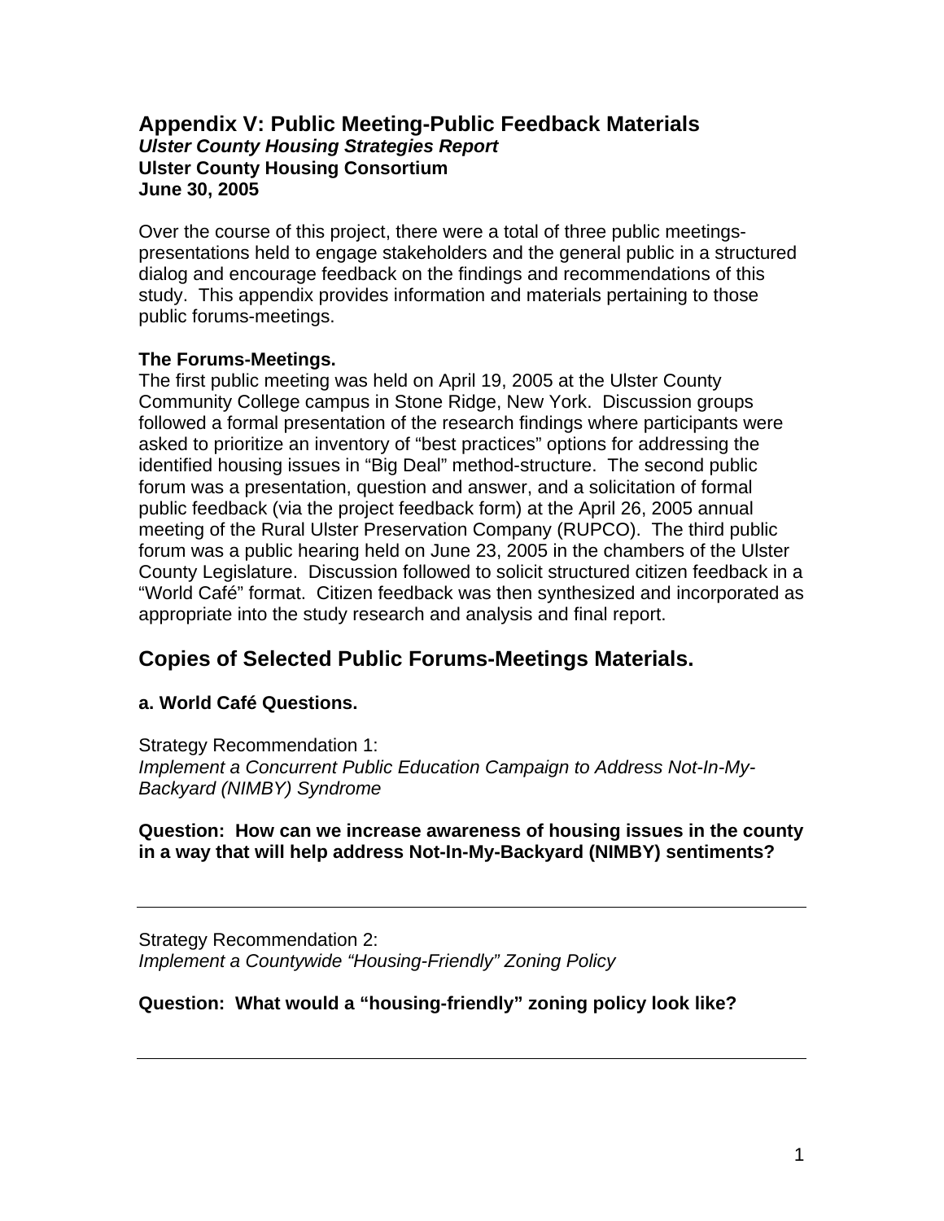# Appendix V: Public Meeting-Public Feedback Materials

***Ulster County Housing Strategies Report***
**Ulster County Housing Consortium**
**June 30, 2005**

Over the course of this project, there were a total of three public meetings-presentations held to engage stakeholders and the general public in a structured dialog and encourage feedback on the findings and recommendations of this study. This appendix provides information and materials pertaining to those public forums-meetings.

**The Forums-Meetings.**
The first public meeting was held on April 19, 2005 at the Ulster County Community College campus in Stone Ridge, New York. Discussion groups followed a formal presentation of the research findings where participants were asked to prioritize an inventory of "best practices" options for addressing the identified housing issues in "Big Deal" method-structure. The second public forum was a presentation, question and answer, and a solicitation of formal public feedback (via the project feedback form) at the April 26, 2005 annual meeting of the Rural Ulster Preservation Company (RUPCO). The third public forum was a public hearing held on June 23, 2005 in the chambers of the Ulster County Legislature. Discussion followed to solicit structured citizen feedback in a "World Café" format. Citizen feedback was then synthesized and incorporated as appropriate into the study research and analysis and final report.

## Copies of Selected Public Forums-Meetings Materials.

### a. World Café Questions.

Strategy Recommendation 1:
*Implement a Concurrent Public Education Campaign to Address Not-In-My-Backyard (NIMBY) Syndrome*

**Question: How can we increase awareness of housing issues in the county in a way that will help address Not-In-My-Backyard (NIMBY) sentiments?**

---

Strategy Recommendation 2:
*Implement a Countywide "Housing-Friendly" Zoning Policy*

**Question: What would a "housing-friendly" zoning policy look like?**

---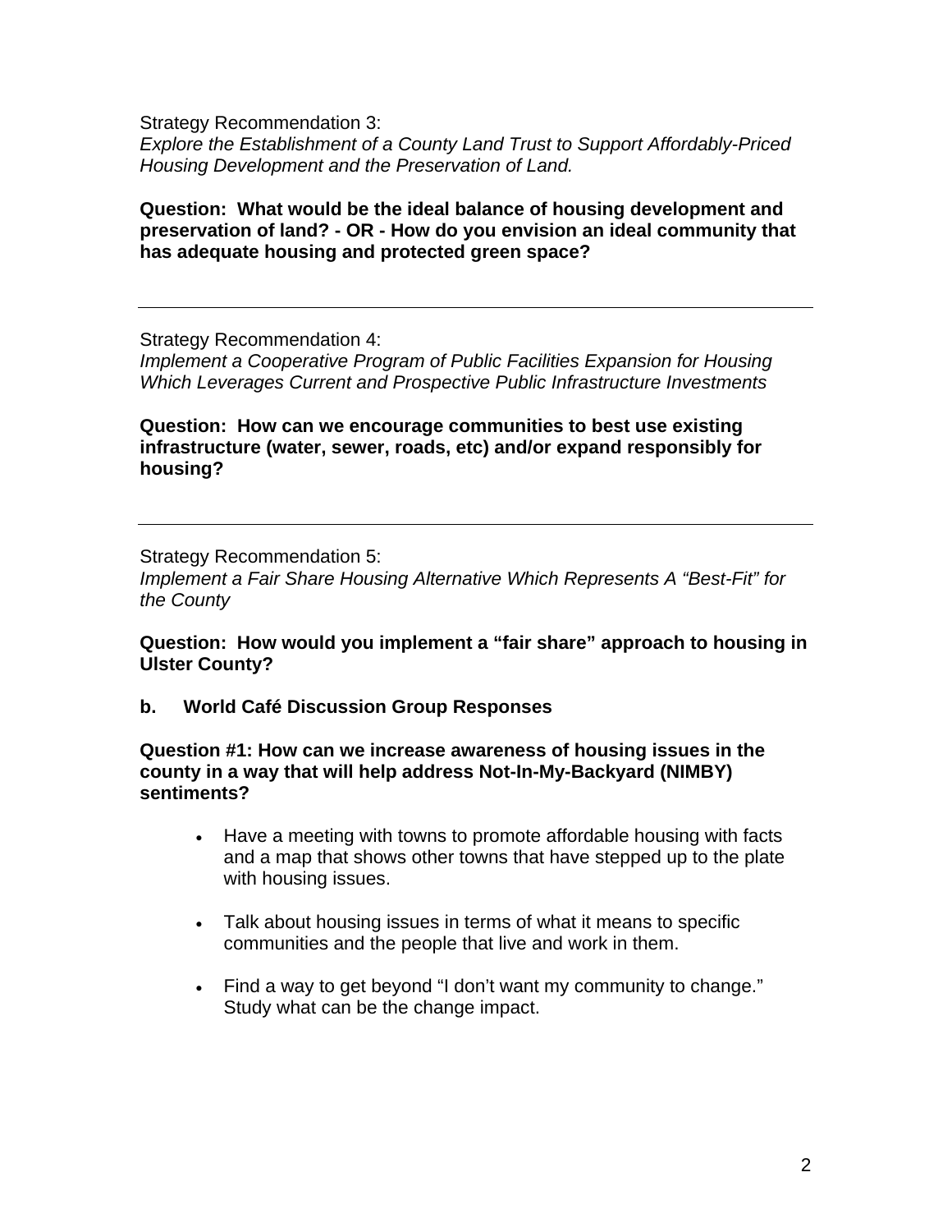Strategy Recommendation 3:
*Explore the Establishment of a County Land Trust to Support Affordably-Priced Housing Development and the Preservation of Land.*

**Question: What would be the ideal balance of housing development and preservation of land? - OR - How do you envision an ideal community that has adequate housing and protected green space?**

---

Strategy Recommendation 4:
*Implement a Cooperative Program of Public Facilities Expansion for Housing Which Leverages Current and Prospective Public Infrastructure Investments*

**Question: How can we encourage communities to best use existing infrastructure (water, sewer, roads, etc) and/or expand responsibly for housing?**

---

Strategy Recommendation 5:
*Implement a Fair Share Housing Alternative Which Represents A "Best-Fit" for the County*

**Question: How would you implement a "fair share" approach to housing in Ulster County?**

### b. World Café Discussion Group Responses

**Question #1: How can we increase awareness of housing issues in the county in a way that will help address Not-In-My-Backyard (NIMBY) sentiments?**

- Have a meeting with towns to promote affordable housing with facts and a map that shows other towns that have stepped up to the plate with housing issues.
- Talk about housing issues in terms of what it means to specific communities and the people that live and work in them.
- Find a way to get beyond "I don't want my community to change." Study what can be the change impact.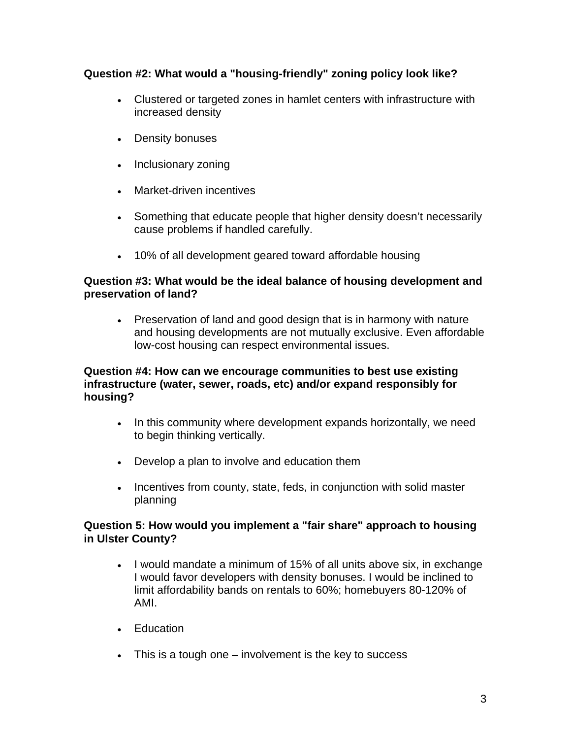**Question #2: What would a "housing-friendly" zoning policy look like?**

- Clustered or targeted zones in hamlet centers with infrastructure with increased density
- Density bonuses
- Inclusionary zoning
- Market-driven incentives
- Something that educate people that higher density doesn't necessarily cause problems if handled carefully.
- 10% of all development geared toward affordable housing

**Question #3: What would be the ideal balance of housing development and preservation of land?**

- Preservation of land and good design that is in harmony with nature and housing developments are not mutually exclusive. Even affordable low-cost housing can respect environmental issues.

**Question #4: How can we encourage communities to best use existing infrastructure (water, sewer, roads, etc) and/or expand responsibly for housing?**

- In this community where development expands horizontally, we need to begin thinking vertically.
- Develop a plan to involve and education them
- Incentives from county, state, feds, in conjunction with solid master planning

**Question 5: How would you implement a "fair share" approach to housing in Ulster County?**

- I would mandate a minimum of 15% of all units above six, in exchange I would favor developers with density bonuses. I would be inclined to limit affordability bands on rentals to 60%; homebuyers 80-120% of AMI.
- Education
- This is a tough one – involvement is the key to success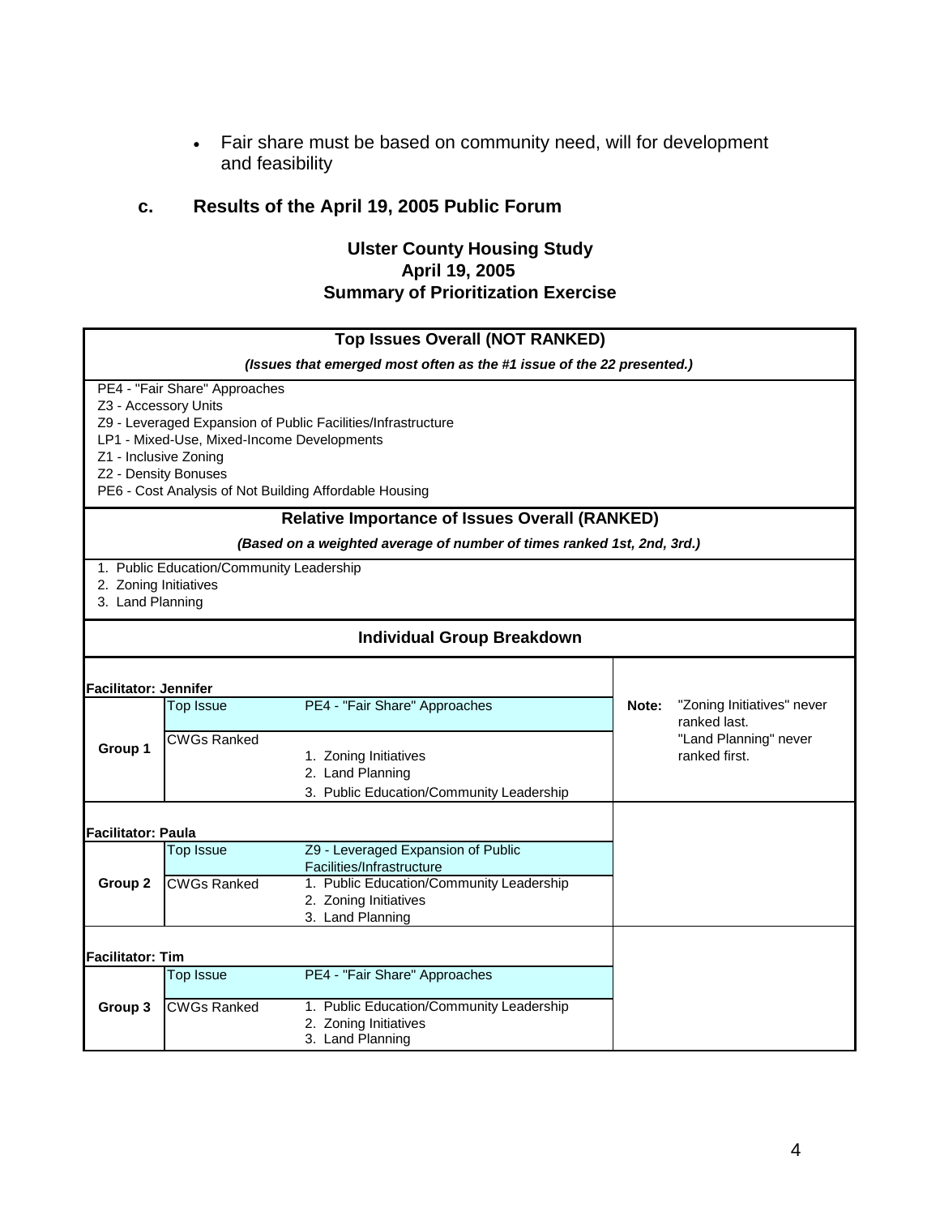- Fair share must be based on community need, will for development and feasibility

### c. Results of the April 19, 2005 Public Forum

**Ulster County Housing Study**
**April 19, 2005**
**Summary of Prioritization Exercise**

**Top Issues Overall (NOT RANKED)**

*(Issues that emerged most often as the #1 issue of the 22 presented.)*

- PE4 - "Fair Share" Approaches
- Z3 - Accessory Units
- Z9 - Leveraged Expansion of Public Facilities/Infrastructure
- LP1 - Mixed-Use, Mixed-Income Developments
- Z1 - Inclusive Zoning
- Z2 - Density Bonuses
- PE6 - Cost Analysis of Not Building Affordable Housing

**Relative Importance of Issues Overall (RANKED)**

*(Based on a weighted average of number of times ranked 1st, 2nd, 3rd.)*

1. Public Education/Community Leadership
2. Zoning Initiatives
3. Land Planning

**Individual Group Breakdown**

| Group | Item | Result | Note |
|---|---|---|---|
| **Facilitator: Jennifer** | | | |
| **Group 1** | Top Issue | PE4 - "Fair Share" Approaches | **Note:** "Zoning Initiatives" never ranked last. "Land Planning" never ranked first. |
| | CWGs Ranked | 1. Zoning Initiatives<br>2. Land Planning<br>3. Public Education/Community Leadership | |
| **Facilitator: Paula** | | | |
| **Group 2** | Top Issue | Z9 - Leveraged Expansion of Public Facilities/Infrastructure | |
| | CWGs Ranked | 1. Public Education/Community Leadership<br>2. Zoning Initiatives<br>3. Land Planning | |
| **Facilitator: Tim** | | | |
| **Group 3** | Top Issue | PE4 - "Fair Share" Approaches | |
| | CWGs Ranked | 1. Public Education/Community Leadership<br>2. Zoning Initiatives<br>3. Land Planning | |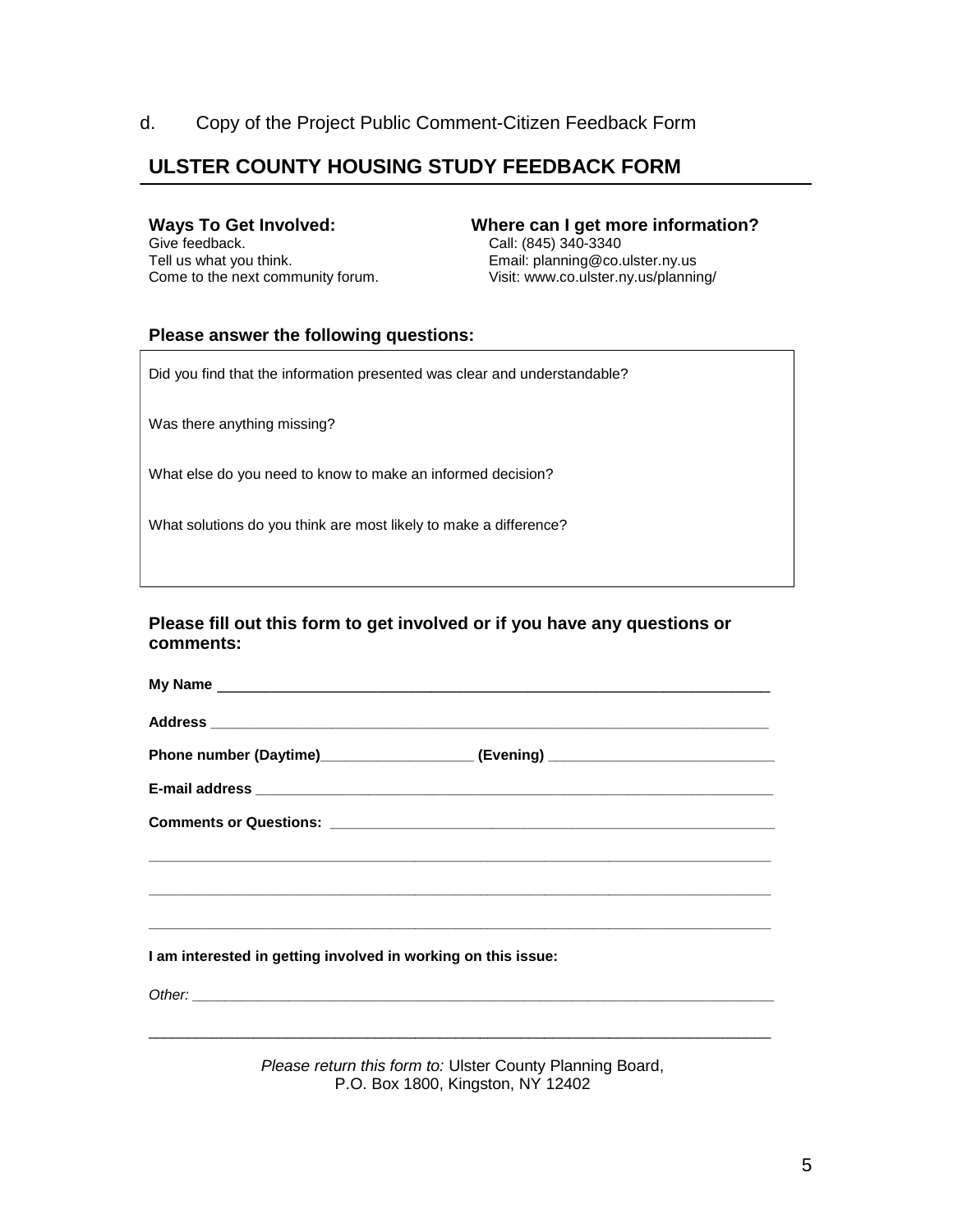d. Copy of the Project Public Comment-Citizen Feedback Form

## ULSTER COUNTY HOUSING STUDY FEEDBACK FORM

**Ways To Get Involved:**
Give feedback.
Tell us what you think.
Come to the next community forum.

**Where can I get more information?**
Call: (845) 340-3340
Email: planning@co.ulster.ny.us
Visit: www.co.ulster.ny.us/planning/

**Please answer the following questions:**

Did you find that the information presented was clear and understandable?

Was there anything missing?

What else do you need to know to make an informed decision?

What solutions do you think are most likely to make a difference?

**Please fill out this form to get involved or if you have any questions or comments:**

**My Name** ___________________________________________________________________

**Address** ___________________________________________________________________

**Phone number (Daytime)**___________________ **(Evening)** ___________________________

**E-mail address** ______________________________________________________________

**Comments or Questions:** _______________________________________________________

_____________________________________________________________________________

_____________________________________________________________________________

_____________________________________________________________________________

**I am interested in getting involved in working on this issue:**

*Other:* _____________________________________________________________________

_____________________________________________________________________________

*Please return this form to:* Ulster County Planning Board,
P.O. Box 1800, Kingston, NY 12402